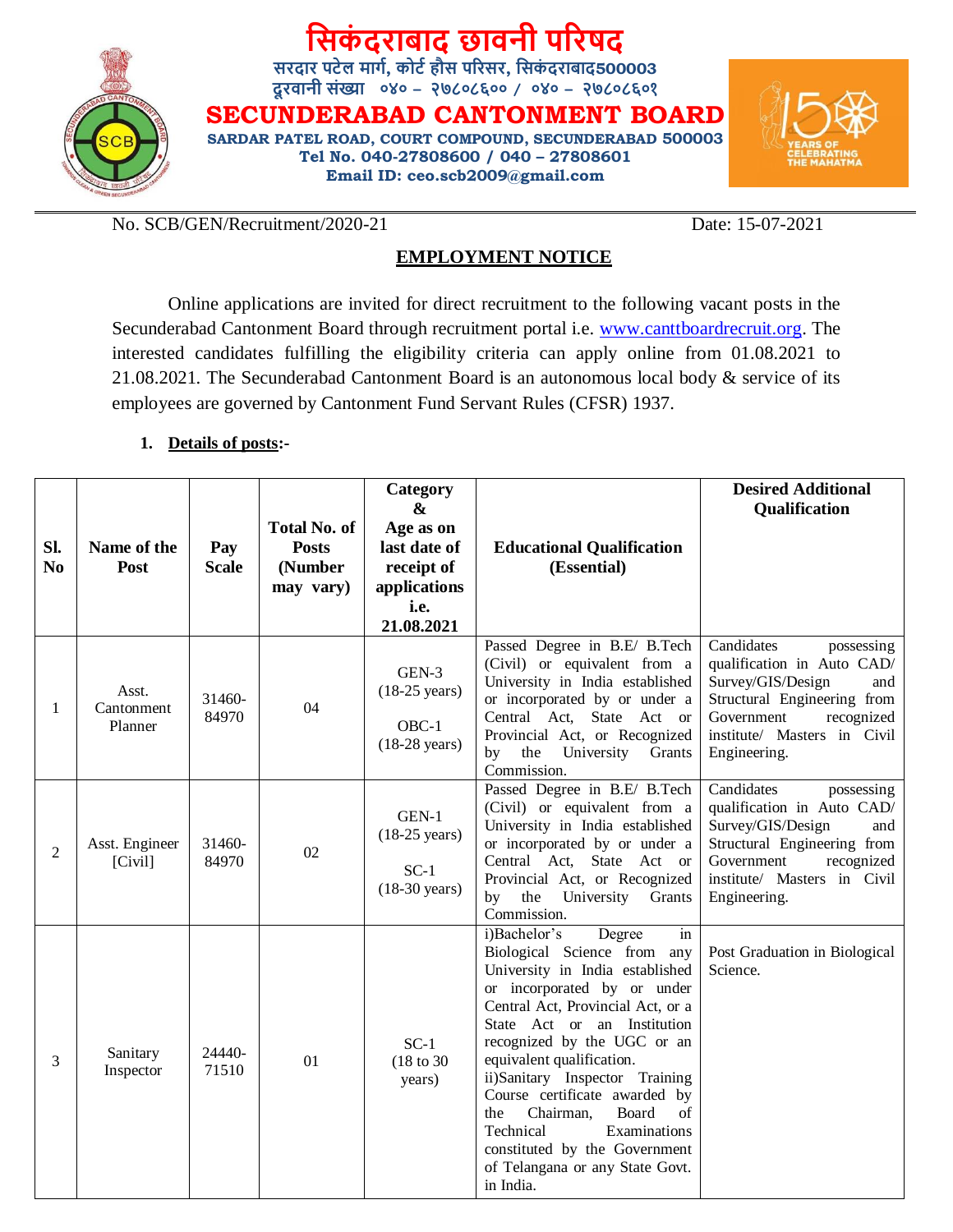# सिकंदराबाद छावनी परिषद

सरदार पटेल मार्ग, कोर्ट हौस परिसर, सिकंदराबाद500003

दूरवानी संख्या ०४० – २७८०८६०० / ०४० – २७८०८६०१

# SECUNDERABAD CANTONMENT BOARD

**SARDAR PATEL ROAD, COURT COMPOUND, SECUNDERABAD 500003**

**Tel No. 040-27808600 / 040 – 27808601**

**Email ID: ceo.scb2009@gmail.com**

No. SCB/GEN/Recruitment/2020-21 Date: 15-07-2021

## EMPLOYMENT NOTICE

Online applications are invited for direct recruitment to the following vacant posts in the Secunderabad Cantonment Board through recruitment portal i.e. www.canttboardrecruit.org. The interested candidates fulfilling the eligibility criteria can apply online from 01.08.2021 to 21.08.2021. The Secunderabad Cantonment Board is an autonomous local body & service of its employees are governed by Cantonment Fund Servant Rules (CFSR) 1937.

1. **Details of posts:-**

| Sl. No | Name of the Post | Pay Scale | Total No. of Posts (Number may vary) | Category & Age as on last date of receipt of applications i.e. 21.08.2021 | Educational Qualification (Essential) | Desired Additional Qualification |
|---|---|---|---|---|---|---|
| 1 | Asst. Cantonment Planner | 31460-84970 | 04 | GEN-3 (18-25 years) OBC-1 (18-28 years) | Passed Degree in B.E/ B.Tech (Civil) or equivalent from a University in India established or incorporated by or under a Central Act, State Act or Provincial Act, or Recognized by the University Grants Commission. | Candidates possessing qualification in Auto CAD/ Survey/GIS/Design and Structural Engineering from Government recognized institute/ Masters in Civil Engineering. |
| 2 | Asst. Engineer [Civil] | 31460-84970 | 02 | GEN-1 (18-25 years) SC-1 (18-30 years) | Passed Degree in B.E/ B.Tech (Civil) or equivalent from a University in India established or incorporated by or under a Central Act, State Act or Provincial Act, or Recognized by the University Grants Commission. | Candidates possessing qualification in Auto CAD/ Survey/GIS/Design and Structural Engineering from Government recognized institute/ Masters in Civil Engineering. |
| 3 | Sanitary Inspector | 24440-71510 | 01 | SC-1 (18 to 30 years) | i)Bachelor's Degree in Biological Science from any University in India established or incorporated by or under Central Act, Provincial Act, or a State Act or an Institution recognized by the UGC or an equivalent qualification. ii)Sanitary Inspector Training Course certificate awarded by the Chairman, Board of Technical Examinations constituted by the Government of Telangana or any State Govt. in India. | Post Graduation in Biological Science. |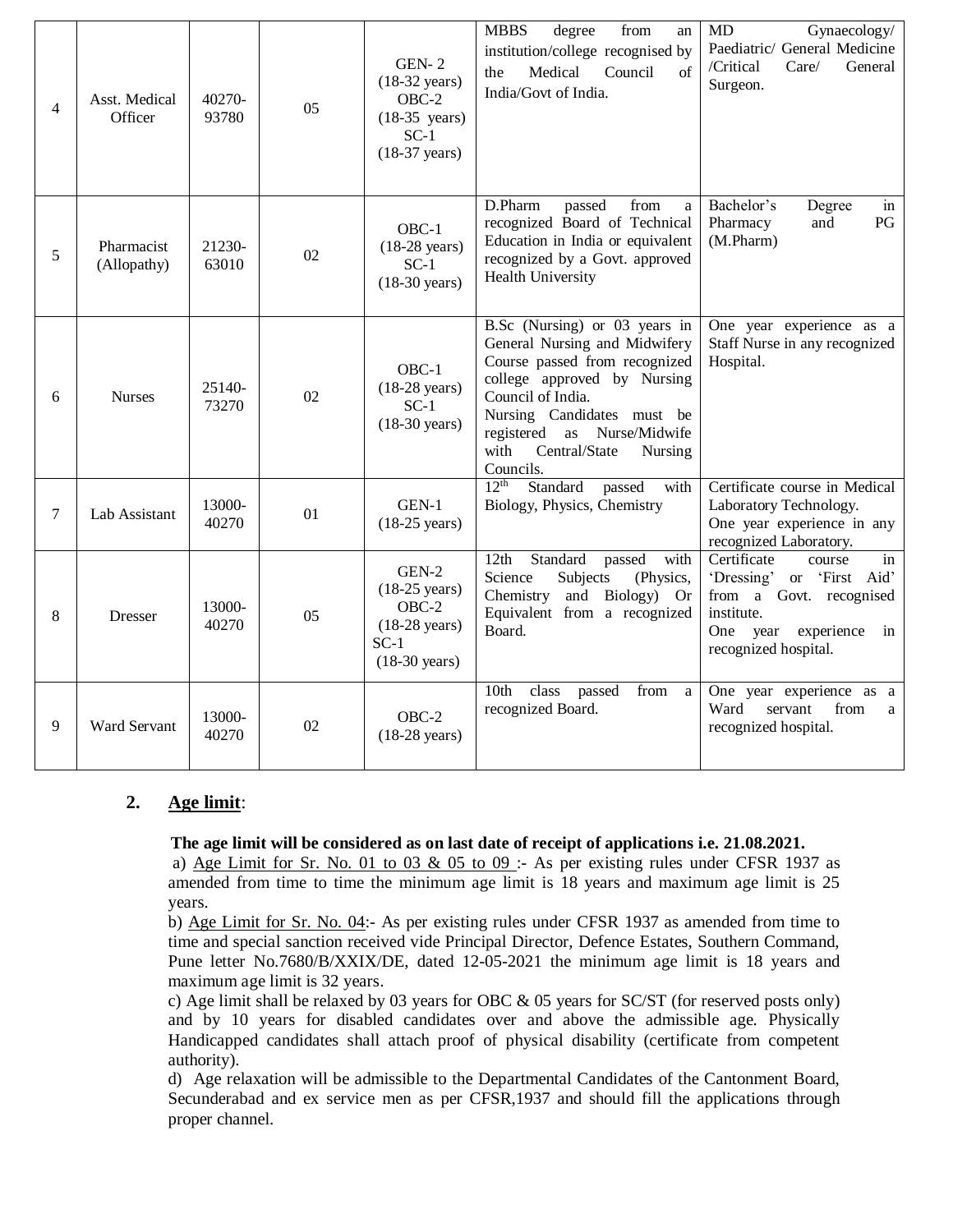| | | | | | | |
|---|---|---|---|---|---|---|
| 4 | Asst. Medical Officer | 40270-93780 | 05 | GEN- 2 (18-32 years) OBC-2 (18-35 years) SC-1 (18-37 years) | MBBS degree from an institution/college recognised by the Medical Council of India/Govt of India. | MD Gynaecology/ Paediatric/ General Medicine /Critical Care/ General Surgeon. |
| 5 | Pharmacist (Allopathy) | 21230-63010 | 02 | OBC-1 (18-28 years) SC-1 (18-30 years) | D.Pharm passed from a recognized Board of Technical Education in India or equivalent recognized by a Govt. approved Health University | Bachelor's Degree in Pharmacy and PG (M.Pharm) |
| 6 | Nurses | 25140-73270 | 02 | OBC-1 (18-28 years) SC-1 (18-30 years) | B.Sc (Nursing) or 03 years in General Nursing and Midwifery Course passed from recognized college approved by Nursing Council of India. Nursing Candidates must be registered as Nurse/Midwife with Central/State Nursing Councils. | One year experience as a Staff Nurse in any recognized Hospital. |
| 7 | Lab Assistant | 13000-40270 | 01 | GEN-1 (18-25 years) | 12th Standard passed with Biology, Physics, Chemistry | Certificate course in Medical Laboratory Technology. One year experience in any recognized Laboratory. |
| 8 | Dresser | 13000-40270 | 05 | GEN-2 (18-25 years) OBC-2 (18-28 years) SC-1 (18-30 years) | 12th Standard passed with Science Subjects (Physics, Chemistry and Biology) Or Equivalent from a recognized Board. | Certificate course in 'Dressing' or 'First Aid' from a Govt. recognised institute. One year experience in recognized hospital. |
| 9 | Ward Servant | 13000-40270 | 02 | OBC-2 (18-28 years) | 10th class passed from a recognized Board. | One year experience as a Ward servant from a recognized hospital. |

**2. Age limit**:

**The age limit will be considered as on last date of receipt of applications i.e. 21.08.2021.**

a) Age Limit for Sr. No. 01 to 03 & 05 to 09 :- As per existing rules under CFSR 1937 as amended from time to time the minimum age limit is 18 years and maximum age limit is 25 years.

b) Age Limit for Sr. No. 04:- As per existing rules under CFSR 1937 as amended from time to time and special sanction received vide Principal Director, Defence Estates, Southern Command, Pune letter No.7680/B/XXIX/DE, dated 12-05-2021 the minimum age limit is 18 years and maximum age limit is 32 years.

c) Age limit shall be relaxed by 03 years for OBC & 05 years for SC/ST (for reserved posts only) and by 10 years for disabled candidates over and above the admissible age. Physically Handicapped candidates shall attach proof of physical disability (certificate from competent authority).

d) Age relaxation will be admissible to the Departmental Candidates of the Cantonment Board, Secunderabad and ex service men as per CFSR,1937 and should fill the applications through proper channel.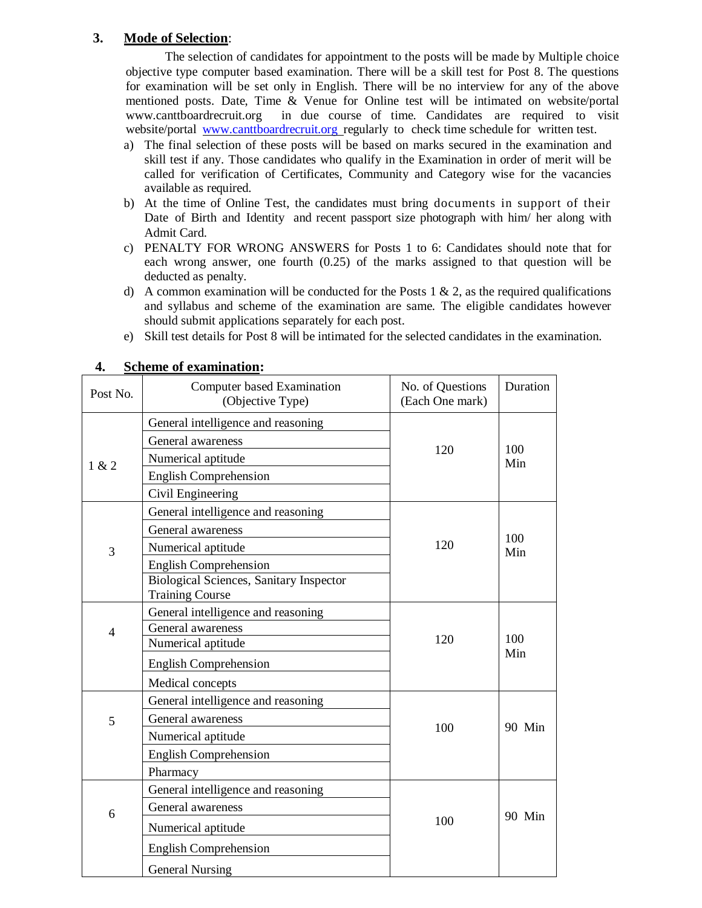### 3. **Mode of Selection**:

The selection of candidates for appointment to the posts will be made by Multiple choice objective type computer based examination. There will be a skill test for Post 8. The questions for examination will be set only in English. There will be no interview for any of the above mentioned posts. Date, Time & Venue for Online test will be intimated on website/portal www.canttboardrecruit.org in due course of time. Candidates are required to visit website/portal www.canttboardrecruit.org regularly to check time schedule for written test.

a) The final selection of these posts will be based on marks secured in the examination and skill test if any. Those candidates who qualify in the Examination in order of merit will be called for verification of Certificates, Community and Category wise for the vacancies available as required.

b) At the time of Online Test, the candidates must bring documents in support of their Date of Birth and Identity and recent passport size photograph with him/ her along with Admit Card.

c) PENALTY FOR WRONG ANSWERS for Posts 1 to 6: Candidates should note that for each wrong answer, one fourth (0.25) of the marks assigned to that question will be deducted as penalty.

d) A common examination will be conducted for the Posts 1 & 2, as the required qualifications and syllabus and scheme of the examination are same. The eligible candidates however should submit applications separately for each post.

e) Skill test details for Post 8 will be intimated for the selected candidates in the examination.

### 4. **Scheme of examination:**

| Post No. | Computer based Examination (Objective Type) | No. of Questions (Each One mark) | Duration |
|---|---|---|---|
| 1 & 2 | General intelligence and reasoning | 120 | 100 Min |
| | General awareness | | |
| | Numerical aptitude | | |
| | English Comprehension | | |
| | Civil Engineering | | |
| 3 | General intelligence and reasoning | 120 | 100 Min |
| | General awareness | | |
| | Numerical aptitude | | |
| | English Comprehension | | |
| | Biological Sciences, Sanitary Inspector Training Course | | |
| 4 | General intelligence and reasoning | 120 | 100 Min |
| | General awareness | | |
| | Numerical aptitude | | |
| | English Comprehension | | |
| | Medical concepts | | |
| 5 | General intelligence and reasoning | 100 | 90 Min |
| | General awareness | | |
| | Numerical aptitude | | |
| | English Comprehension | | |
| | Pharmacy | | |
| 6 | General intelligence and reasoning | 100 | 90 Min |
| | General awareness | | |
| | Numerical aptitude | | |
| | English Comprehension | | |
| | General Nursing | | |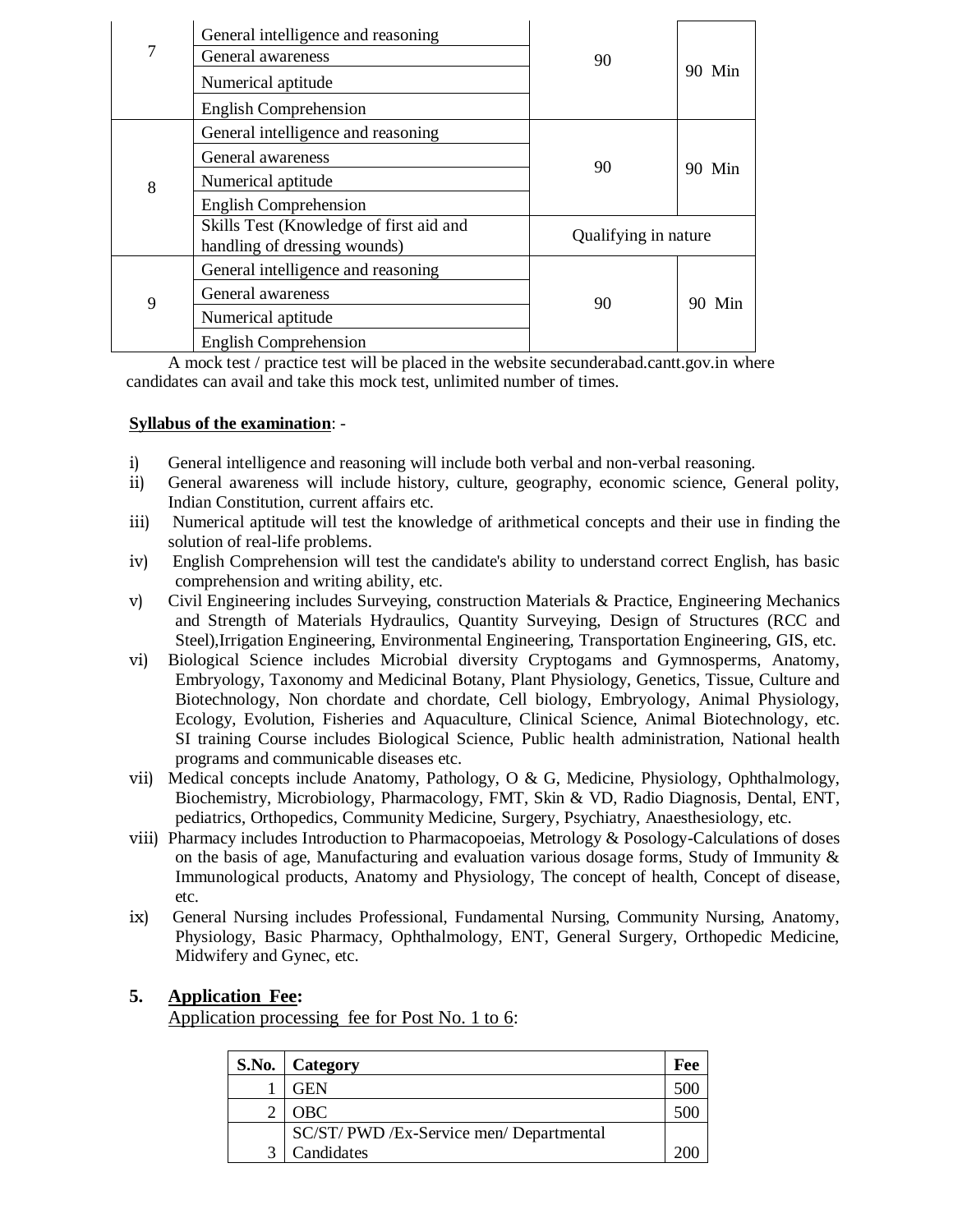| | | | |
|---|---|---|---|
| 7 | General intelligence and reasoning | 90 | 90 Min |
| | General awareness | | |
| | Numerical aptitude | | |
| | English Comprehension | | |
| 8 | General intelligence and reasoning | 90 | 90 Min |
| | General awareness | | |
| | Numerical aptitude | | |
| | English Comprehension | | |
| | Skills Test (Knowledge of first aid and handling of dressing wounds) | Qualifying in nature | |
| 9 | General intelligence and reasoning | 90 | 90 Min |
| | General awareness | | |
| | Numerical aptitude | | |
| | English Comprehension | | |

A mock test / practice test will be placed in the website secunderabad.cantt.gov.in where candidates can avail and take this mock test, unlimited number of times.

**Syllabus of the examination**: -

i) General intelligence and reasoning will include both verbal and non-verbal reasoning.

ii) General awareness will include history, culture, geography, economic science, General polity, Indian Constitution, current affairs etc.

iii) Numerical aptitude will test the knowledge of arithmetical concepts and their use in finding the solution of real-life problems.

iv) English Comprehension will test the candidate's ability to understand correct English, has basic comprehension and writing ability, etc.

v) Civil Engineering includes Surveying, construction Materials & Practice, Engineering Mechanics and Strength of Materials Hydraulics, Quantity Surveying, Design of Structures (RCC and Steel),Irrigation Engineering, Environmental Engineering, Transportation Engineering, GIS, etc.

vi) Biological Science includes Microbial diversity Cryptogams and Gymnosperms, Anatomy, Embryology, Taxonomy and Medicinal Botany, Plant Physiology, Genetics, Tissue, Culture and Biotechnology, Non chordate and chordate, Cell biology, Embryology, Animal Physiology, Ecology, Evolution, Fisheries and Aquaculture, Clinical Science, Animal Biotechnology, etc. SI training Course includes Biological Science, Public health administration, National health programs and communicable diseases etc.

vii) Medical concepts include Anatomy, Pathology, O & G, Medicine, Physiology, Ophthalmology, Biochemistry, Microbiology, Pharmacology, FMT, Skin & VD, Radio Diagnosis, Dental, ENT, pediatrics, Orthopedics, Community Medicine, Surgery, Psychiatry, Anaesthesiology, etc.

viii) Pharmacy includes Introduction to Pharmacopoeias, Metrology & Posology-Calculations of doses on the basis of age, Manufacturing and evaluation various dosage forms, Study of Immunity & Immunological products, Anatomy and Physiology, The concept of health, Concept of disease, etc.

ix) General Nursing includes Professional, Fundamental Nursing, Community Nursing, Anatomy, Physiology, Basic Pharmacy, Ophthalmology, ENT, General Surgery, Orthopedic Medicine, Midwifery and Gynec, etc.

## 5. Application Fee:

Application processing fee for Post No. 1 to 6:

| S.No. | Category | Fee |
|---|---|---|
| 1 | GEN | 500 |
| 2 | OBC | 500 |
| 3 | SC/ST/ PWD /Ex-Service men/ Departmental Candidates | 200 |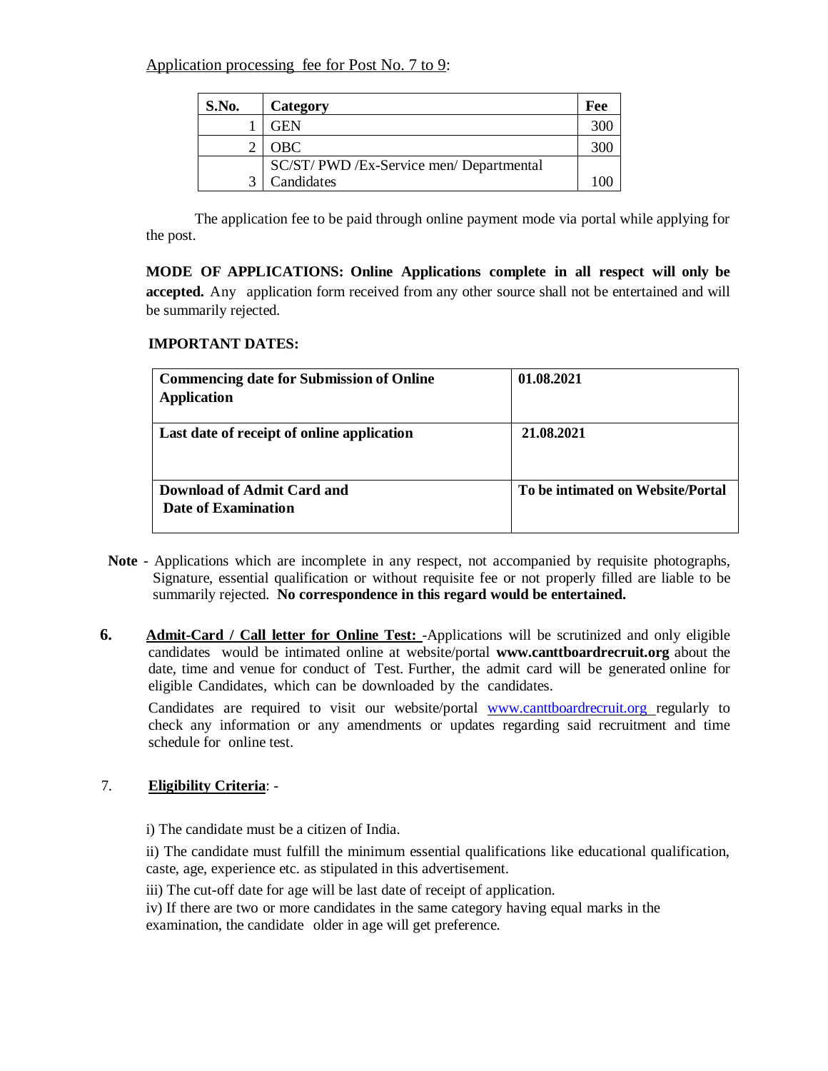Application processing fee for Post No. 7 to 9:

| S.No. | Category | Fee |
|---|---|---|
| 1 | GEN | 300 |
| 2 | OBC | 300 |
| 3 | SC/ST/ PWD /Ex-Service men/ Departmental Candidates | 100 |

The application fee to be paid through online payment mode via portal while applying for the post.

**MODE OF APPLICATIONS: Online Applications complete in all respect will only be accepted.** Any application form received from any other source shall not be entertained and will be summarily rejected.

**IMPORTANT DATES:**

| | |
|---|---|
| **Commencing date for Submission of Online Application** | **01.08.2021** |
| **Last date of receipt of online application** | **21.08.2021** |
| **Download of Admit Card and Date of Examination** | **To be intimated on Website/Portal** |

**Note** - Applications which are incomplete in any respect, not accompanied by requisite photographs, Signature, essential qualification or without requisite fee or not properly filled are liable to be summarily rejected. **No correspondence in this regard would be entertained.**

**6.** **Admit-Card / Call letter for Online Test:** -Applications will be scrutinized and only eligible candidates would be intimated online at website/portal **www.canttboardrecruit.org** about the date, time and venue for conduct of Test. Further, the admit card will be generated online for eligible Candidates, which can be downloaded by the candidates.

Candidates are required to visit our website/portal www.canttboardrecruit.org regularly to check any information or any amendments or updates regarding said recruitment and time schedule for online test.

7. **Eligibility Criteria**: -

i) The candidate must be a citizen of India.

ii) The candidate must fulfill the minimum essential qualifications like educational qualification, caste, age, experience etc. as stipulated in this advertisement.

iii) The cut-off date for age will be last date of receipt of application.

iv) If there are two or more candidates in the same category having equal marks in the examination, the candidate older in age will get preference.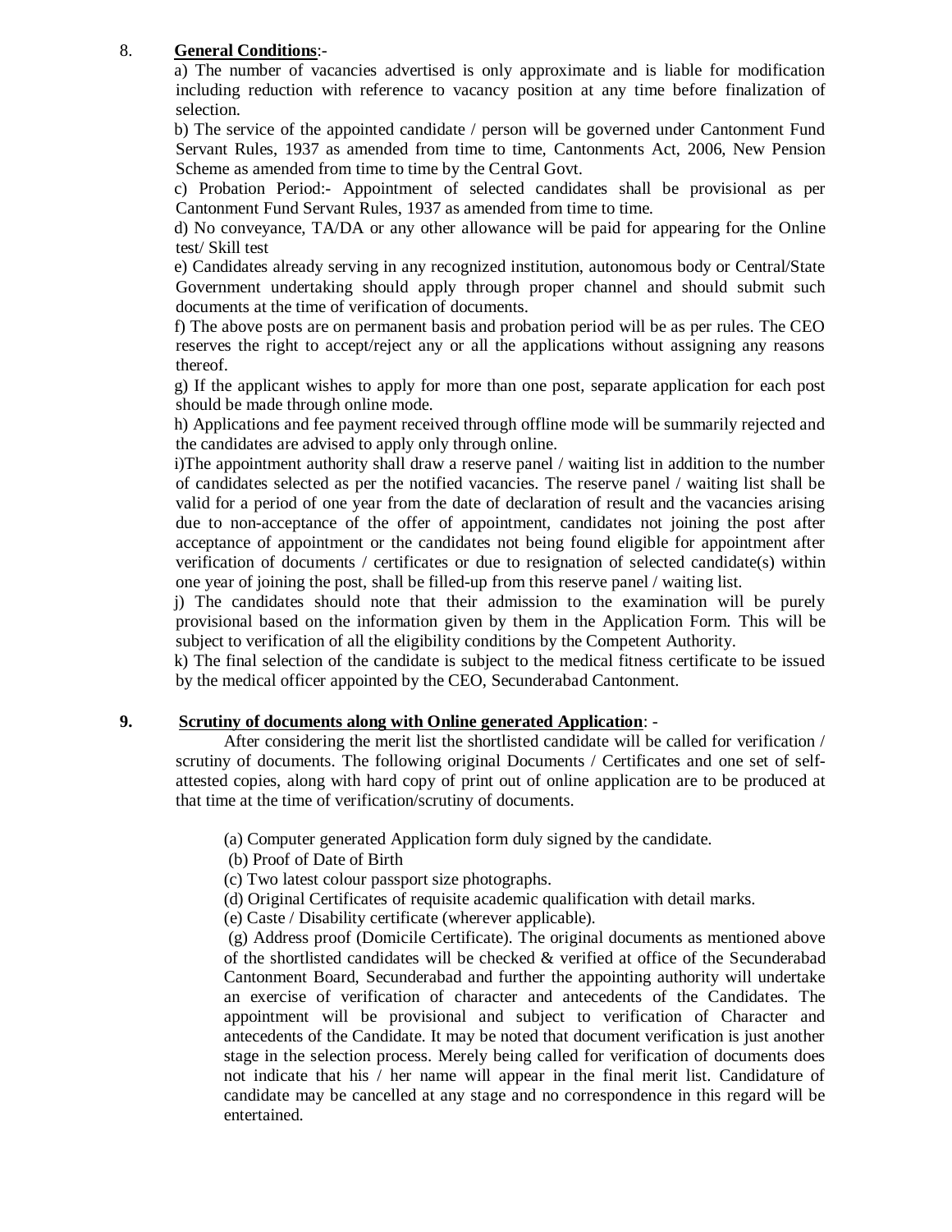8. **General Conditions**:-

a) The number of vacancies advertised is only approximate and is liable for modification including reduction with reference to vacancy position at any time before finalization of selection.

b) The service of the appointed candidate / person will be governed under Cantonment Fund Servant Rules, 1937 as amended from time to time, Cantonments Act, 2006, New Pension Scheme as amended from time to time by the Central Govt.

c) Probation Period:- Appointment of selected candidates shall be provisional as per Cantonment Fund Servant Rules, 1937 as amended from time to time.

d) No conveyance, TA/DA or any other allowance will be paid for appearing for the Online test/ Skill test

e) Candidates already serving in any recognized institution, autonomous body or Central/State Government undertaking should apply through proper channel and should submit such documents at the time of verification of documents.

f) The above posts are on permanent basis and probation period will be as per rules. The CEO reserves the right to accept/reject any or all the applications without assigning any reasons thereof.

g) If the applicant wishes to apply for more than one post, separate application for each post should be made through online mode.

h) Applications and fee payment received through offline mode will be summarily rejected and the candidates are advised to apply only through online.

i)The appointment authority shall draw a reserve panel / waiting list in addition to the number of candidates selected as per the notified vacancies. The reserve panel / waiting list shall be valid for a period of one year from the date of declaration of result and the vacancies arising due to non-acceptance of the offer of appointment, candidates not joining the post after acceptance of appointment or the candidates not being found eligible for appointment after verification of documents / certificates or due to resignation of selected candidate(s) within one year of joining the post, shall be filled-up from this reserve panel / waiting list.

j) The candidates should note that their admission to the examination will be purely provisional based on the information given by them in the Application Form. This will be subject to verification of all the eligibility conditions by the Competent Authority.

k) The final selection of the candidate is subject to the medical fitness certificate to be issued by the medical officer appointed by the CEO, Secunderabad Cantonment.

**9. Scrutiny of documents along with Online generated Application**: -

After considering the merit list the shortlisted candidate will be called for verification / scrutiny of documents. The following original Documents / Certificates and one set of self-attested copies, along with hard copy of print out of online application are to be produced at that time at the time of verification/scrutiny of documents.

(a) Computer generated Application form duly signed by the candidate.

(b) Proof of Date of Birth

(c) Two latest colour passport size photographs.

(d) Original Certificates of requisite academic qualification with detail marks.

(e) Caste / Disability certificate (wherever applicable).

(g) Address proof (Domicile Certificate). The original documents as mentioned above of the shortlisted candidates will be checked & verified at office of the Secunderabad Cantonment Board, Secunderabad and further the appointing authority will undertake an exercise of verification of character and antecedents of the Candidates. The appointment will be provisional and subject to verification of Character and antecedents of the Candidate. It may be noted that document verification is just another stage in the selection process. Merely being called for verification of documents does not indicate that his / her name will appear in the final merit list. Candidature of candidate may be cancelled at any stage and no correspondence in this regard will be entertained.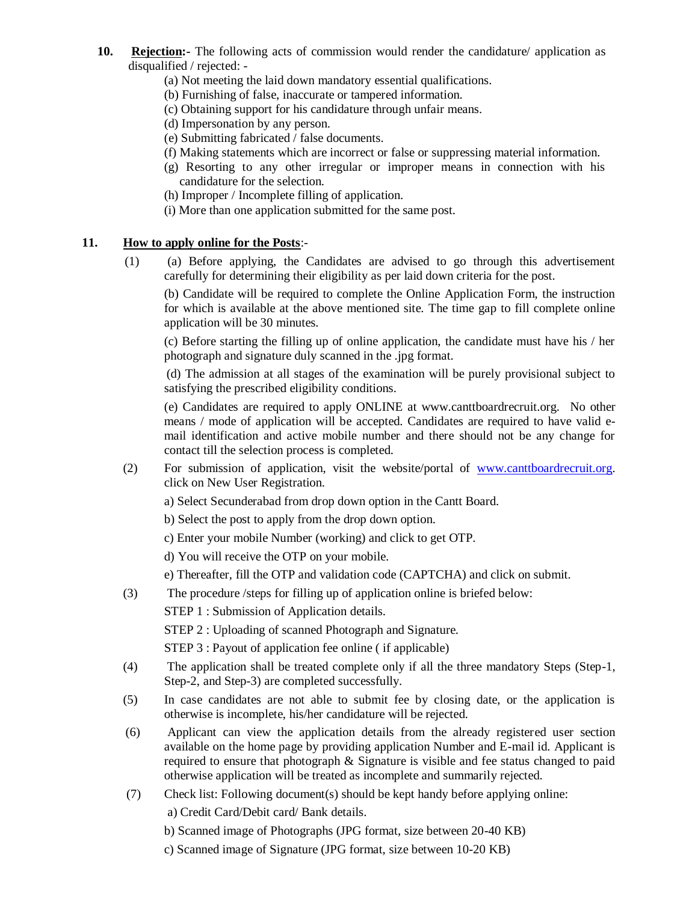**10. <u>Rejection</u>:-** The following acts of commission would render the candidature/ application as disqualified / rejected: -

(a) Not meeting the laid down mandatory essential qualifications.

(b) Furnishing of false, inaccurate or tampered information.

(c) Obtaining support for his candidature through unfair means.

(d) Impersonation by any person.

(e) Submitting fabricated / false documents.

(f) Making statements which are incorrect or false or suppressing material information.

(g) Resorting to any other irregular or improper means in connection with his candidature for the selection.

(h) Improper / Incomplete filling of application.

(i) More than one application submitted for the same post.

**11. <u>How to apply online for the Posts</u>:-**

(1) (a) Before applying, the Candidates are advised to go through this advertisement carefully for determining their eligibility as per laid down criteria for the post.

(b) Candidate will be required to complete the Online Application Form, the instruction for which is available at the above mentioned site. The time gap to fill complete online application will be 30 minutes.

(c) Before starting the filling up of online application, the candidate must have his / her photograph and signature duly scanned in the .jpg format.

(d) The admission at all stages of the examination will be purely provisional subject to satisfying the prescribed eligibility conditions.

(e) Candidates are required to apply ONLINE at www.canttboardrecruit.org. No other means / mode of application will be accepted. Candidates are required to have valid e-mail identification and active mobile number and there should not be any change for contact till the selection process is completed.

(2) For submission of application, visit the website/portal of www.canttboardrecruit.org. click on New User Registration.

a) Select Secunderabad from drop down option in the Cantt Board.

b) Select the post to apply from the drop down option.

c) Enter your mobile Number (working) and click to get OTP.

d) You will receive the OTP on your mobile.

e) Thereafter, fill the OTP and validation code (CAPTCHA) and click on submit.

(3) The procedure /steps for filling up of application online is briefed below:

STEP 1 : Submission of Application details.

STEP 2 : Uploading of scanned Photograph and Signature.

STEP 3 : Payout of application fee online ( if applicable)

(4) The application shall be treated complete only if all the three mandatory Steps (Step-1, Step-2, and Step-3) are completed successfully.

(5) In case candidates are not able to submit fee by closing date, or the application is otherwise is incomplete, his/her candidature will be rejected.

(6) Applicant can view the application details from the already registered user section available on the home page by providing application Number and E-mail id. Applicant is required to ensure that photograph & Signature is visible and fee status changed to paid otherwise application will be treated as incomplete and summarily rejected.

(7) Check list: Following document(s) should be kept handy before applying online:

a) Credit Card/Debit card/ Bank details.

b) Scanned image of Photographs (JPG format, size between 20-40 KB)

c) Scanned image of Signature (JPG format, size between 10-20 KB)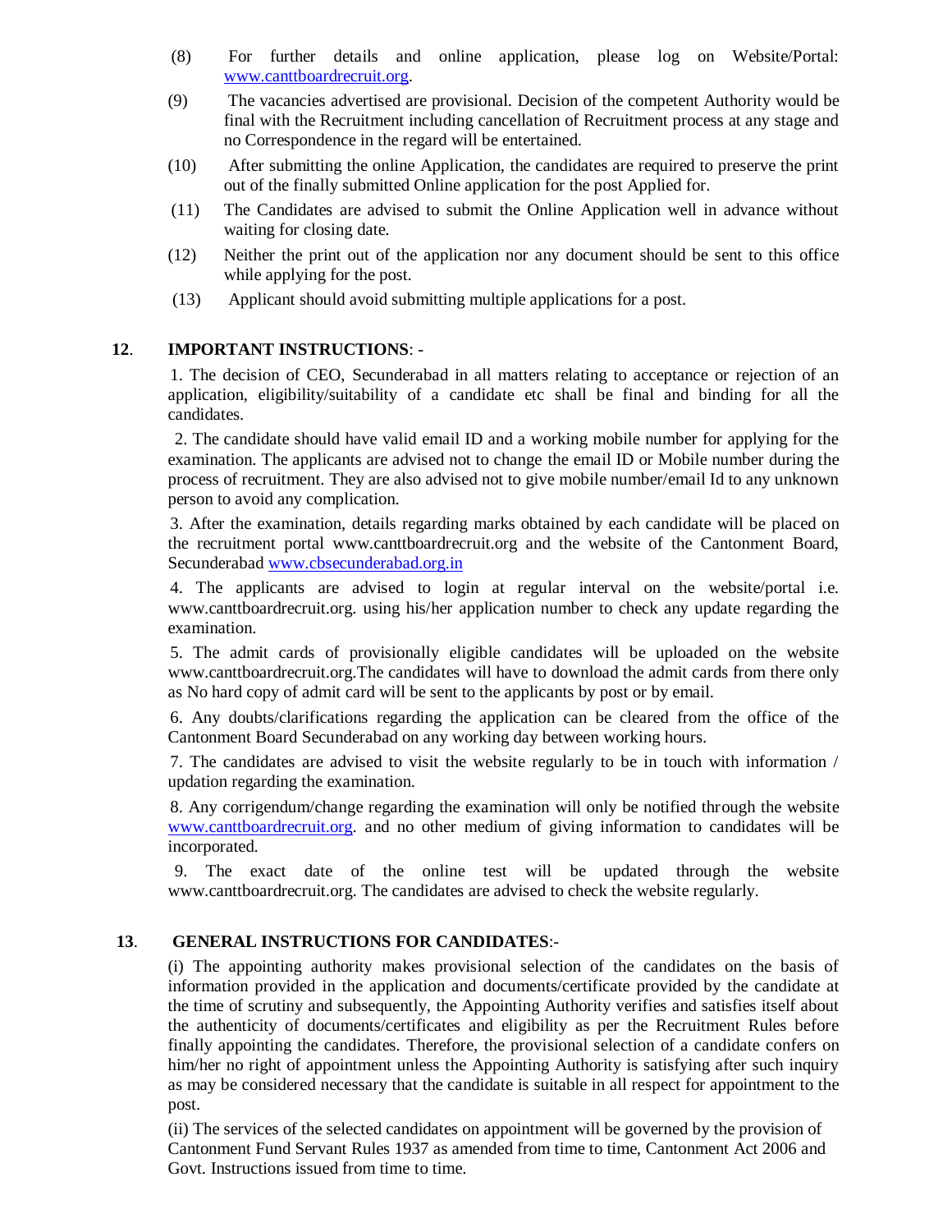(8) For further details and online application, please log on Website/Portal: www.canttboardrecruit.org.

(9) The vacancies advertised are provisional. Decision of the competent Authority would be final with the Recruitment including cancellation of Recruitment process at any stage and no Correspondence in the regard will be entertained.

(10) After submitting the online Application, the candidates are required to preserve the print out of the finally submitted Online application for the post Applied for.

(11) The Candidates are advised to submit the Online Application well in advance without waiting for closing date.

(12) Neither the print out of the application nor any document should be sent to this office while applying for the post.

(13) Applicant should avoid submitting multiple applications for a post.

**12**. **IMPORTANT INSTRUCTIONS**: -

1. The decision of CEO, Secunderabad in all matters relating to acceptance or rejection of an application, eligibility/suitability of a candidate etc shall be final and binding for all the candidates.

2. The candidate should have valid email ID and a working mobile number for applying for the examination. The applicants are advised not to change the email ID or Mobile number during the process of recruitment. They are also advised not to give mobile number/email Id to any unknown person to avoid any complication.

3. After the examination, details regarding marks obtained by each candidate will be placed on the recruitment portal www.canttboardrecruit.org and the website of the Cantonment Board, Secunderabad www.cbsecunderabad.org.in

4. The applicants are advised to login at regular interval on the website/portal i.e. www.canttboardrecruit.org. using his/her application number to check any update regarding the examination.

5. The admit cards of provisionally eligible candidates will be uploaded on the website www.canttboardrecruit.org.The candidates will have to download the admit cards from there only as No hard copy of admit card will be sent to the applicants by post or by email.

6. Any doubts/clarifications regarding the application can be cleared from the office of the Cantonment Board Secunderabad on any working day between working hours.

7. The candidates are advised to visit the website regularly to be in touch with information / updation regarding the examination.

8. Any corrigendum/change regarding the examination will only be notified through the website www.canttboardrecruit.org. and no other medium of giving information to candidates will be incorporated.

9. The exact date of the online test will be updated through the website www.canttboardrecruit.org. The candidates are advised to check the website regularly.

**13**. **GENERAL INSTRUCTIONS FOR CANDIDATES**:-

(i) The appointing authority makes provisional selection of the candidates on the basis of information provided in the application and documents/certificate provided by the candidate at the time of scrutiny and subsequently, the Appointing Authority verifies and satisfies itself about the authenticity of documents/certificates and eligibility as per the Recruitment Rules before finally appointing the candidates. Therefore, the provisional selection of a candidate confers on him/her no right of appointment unless the Appointing Authority is satisfying after such inquiry as may be considered necessary that the candidate is suitable in all respect for appointment to the post.

(ii) The services of the selected candidates on appointment will be governed by the provision of Cantonment Fund Servant Rules 1937 as amended from time to time, Cantonment Act 2006 and Govt. Instructions issued from time to time.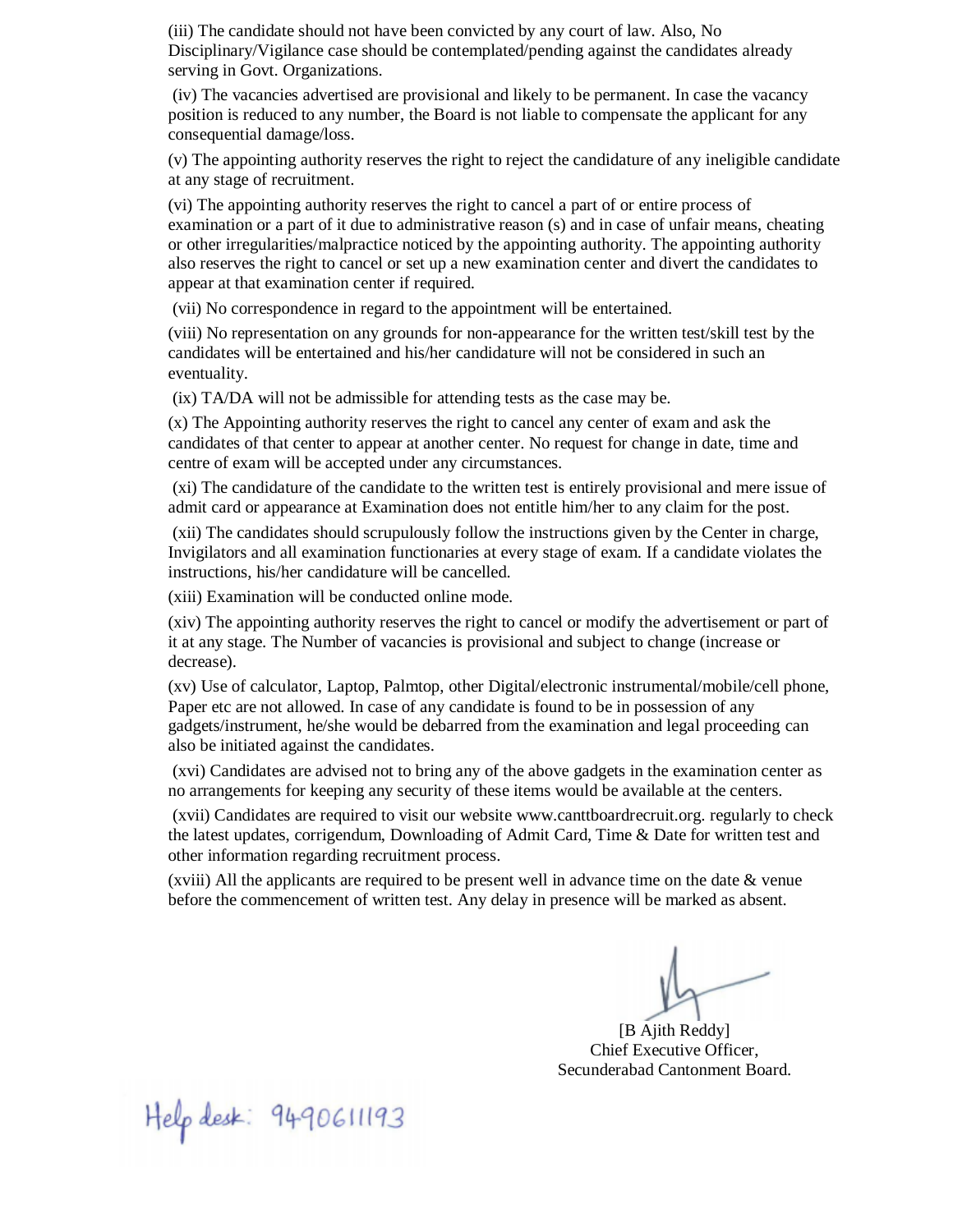(iii) The candidate should not have been convicted by any court of law. Also, No Disciplinary/Vigilance case should be contemplated/pending against the candidates already serving in Govt. Organizations.

(iv) The vacancies advertised are provisional and likely to be permanent. In case the vacancy position is reduced to any number, the Board is not liable to compensate the applicant for any consequential damage/loss.

(v) The appointing authority reserves the right to reject the candidature of any ineligible candidate at any stage of recruitment.

(vi) The appointing authority reserves the right to cancel a part of or entire process of examination or a part of it due to administrative reason (s) and in case of unfair means, cheating or other irregularities/malpractice noticed by the appointing authority. The appointing authority also reserves the right to cancel or set up a new examination center and divert the candidates to appear at that examination center if required.

(vii) No correspondence in regard to the appointment will be entertained.

(viii) No representation on any grounds for non-appearance for the written test/skill test by the candidates will be entertained and his/her candidature will not be considered in such an eventuality.

(ix) TA/DA will not be admissible for attending tests as the case may be.

(x) The Appointing authority reserves the right to cancel any center of exam and ask the candidates of that center to appear at another center. No request for change in date, time and centre of exam will be accepted under any circumstances.

(xi) The candidature of the candidate to the written test is entirely provisional and mere issue of admit card or appearance at Examination does not entitle him/her to any claim for the post.

(xii) The candidates should scrupulously follow the instructions given by the Center in charge, Invigilators and all examination functionaries at every stage of exam. If a candidate violates the instructions, his/her candidature will be cancelled.

(xiii) Examination will be conducted online mode.

(xiv) The appointing authority reserves the right to cancel or modify the advertisement or part of it at any stage. The Number of vacancies is provisional and subject to change (increase or decrease).

(xv) Use of calculator, Laptop, Palmtop, other Digital/electronic instrumental/mobile/cell phone, Paper etc are not allowed. In case of any candidate is found to be in possession of any gadgets/instrument, he/she would be debarred from the examination and legal proceeding can also be initiated against the candidates.

(xvi) Candidates are advised not to bring any of the above gadgets in the examination center as no arrangements for keeping any security of these items would be available at the centers.

(xvii) Candidates are required to visit our website www.canttboardrecruit.org. regularly to check the latest updates, corrigendum, Downloading of Admit Card, Time & Date for written test and other information regarding recruitment process.

(xviii) All the applicants are required to be present well in advance time on the date & venue before the commencement of written test. Any delay in presence will be marked as absent.

[B Ajith Reddy]
Chief Executive Officer,
Secunderabad Cantonment Board.

Help desk: 9490611193